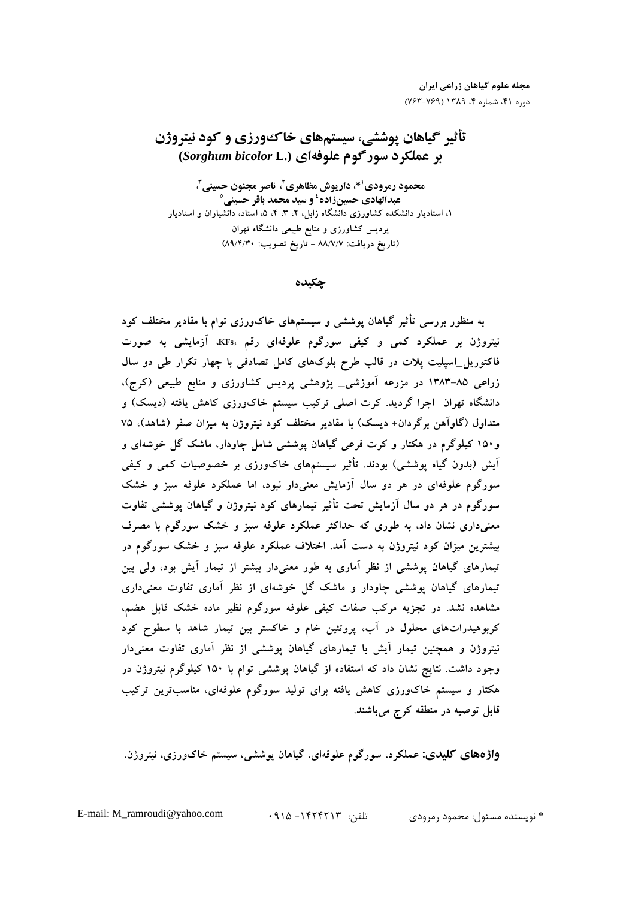# تأثیر گیاهان پوششی، سیستم‌های خاک‌ورزی و کود نیتروژن بر عملکرد سورگوم علوفه‌ای (*Sorghum bicolor* L.)

**محمود رمرودی[1]*، داریوش مظاهری[2]، ناصر مجنون حسینی[3]، عبدالهادی حسین‌زاده[4] و سید محمد باقر حسینی[5]**

۱، استادیار دانشکده کشاورزی دانشگاه زابل، ۲، ۳، ۴، ۵، استاد، دانشیاران و استادیار پردیس کشاورزی و منابع طبیعی دانشگاه تهران

(تاریخ دریافت: ۸۸/۷/۷ - تاریخ تصویب: ۸۹/۴/۳۰)

## چکیده

به منظور بررسی تأثیر گیاهان پوششی و سیستم‌های خاک‌ورزی توام با مقادیر مختلف کود نیتروژن بر عملکرد کمی و کیفی سورگوم علوفه‌ای رقم $KFs_1$، آزمایشی به صورت فاکتوریل_اسپلیت پلات در قالب طرح بلوک‌های کامل تصادفی با چهار تکرار طی دو سال زراعی ۸۵-۱۳۸۳ در مزرعه آموزشی_ پژوهشی پردیس کشاورزی و منابع طبیعی (کرج)، دانشگاه تهران اجرا گردید. کرت اصلی ترکیب سیستم خاک‌ورزی کاهش یافته (دیسک) و متداول (گاوآهن برگردان+ دیسک) با مقادیر مختلف کود نیتروژن به میزان صفر (شاهد)، ۷۵ و۱۵۰ کیلوگرم در هکتار و کرت فرعی گیاهان پوششی شامل چاودار، ماشک گل خوشه‌ای و آیش (بدون گیاه پوششی) بودند. تأثیر سیستم‌های خاک‌ورزی بر خصوصیات کمی و کیفی سورگوم علوفه‌ای در هر دو سال آزمایش معنی‌دار نبود، اما عملکرد علوفه سبز و خشک سورگوم در هر دو سال آزمایش تحت تأثیر تیمارهای کود نیتروژن و گیاهان پوششی تفاوت معنی‌داری نشان داد، به طوری که حداکثر عملکرد علوفه سبز و خشک سورگوم با مصرف بیشترین میزان کود نیتروژن به دست آمد. اختلاف عملکرد علوفه سبز و خشک سورگوم در تیمارهای گیاهان پوششی از نظر آماری به طور معنی‌دار بیشتر از تیمار آیش بود، ولی بین تیمارهای گیاهان پوششی چاودار و ماشک گل خوشه‌ای از نظر آماری تفاوت معنی‌داری مشاهده نشد. در تجزیه مرکب صفات کیفی علوفه سورگوم نظیر ماده خشک قابل هضم، کربوهیدرات‌های محلول در آب، پروتئین خام و خاکستر بین تیمار شاهد با سطوح کود نیتروژن و همچنین تیمار آیش با تیمارهای گیاهان پوششی از نظر آماری تفاوت معنی‌دار وجود داشت. نتایج نشان داد که استفاده از گیاهان پوششی توام با ۱۵۰ کیلوگرم نیتروژن در هکتار و سیستم خاک‌ورزی کاهش یافته برای تولید سورگوم علوفه‌ای، مناسب‌ترین ترکیب قابل توصیه در منطقه کرج می‌باشند.

**واژه‌های کلیدی:** عملکرد، سورگوم علوفه‌ای، گیاهان پوششی، سیستم خاک‌ورزی، نیتروژن.

---

* نویسنده مسئول: محمود رمرودی    تلفن: ۰۹۱۵-۱۴۲۴۲۱۳    E-mail: M_ramroudi@yahoo.com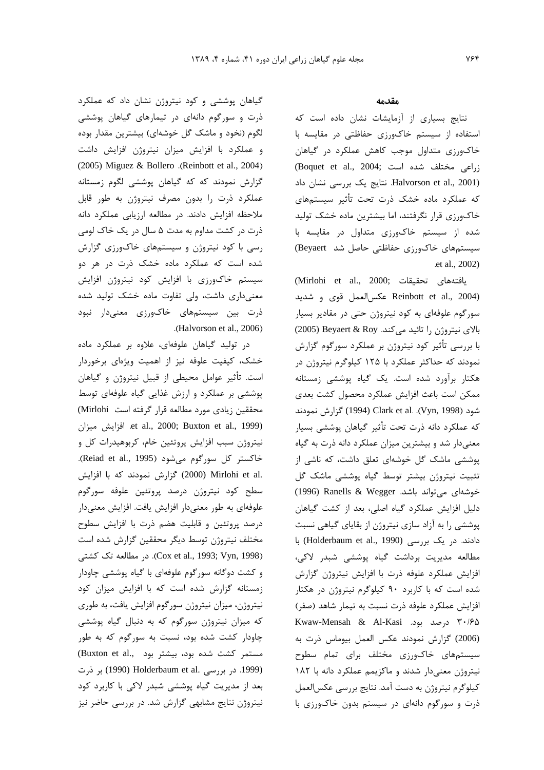## مقدمه

نتایج بسیاری از آزمایشات نشان داده است که استفاده از سیستم خاک‌ورزی حفاظتی در مقایسه با خاک‌ورزی متداول موجب کاهش عملکرد در گیاهان زراعی مختلف شده است (Boquet et al., 2004; Halvorson et al., 2001). نتایج یک بررسی نشان داد که عملکرد ماده خشک ذرت تحت تأثیر سیستم‌های خاک‌ورزی قرار نگرفتند، اما بیشترین ماده خشک تولید شده از سیستم خاک‌ورزی متداول در مقایسه با سیستم‌های خاک‌ورزی حفاظتی حاصل شد (Beyaert et al., 2002).

یافته‌های تحقیقات (Mirlohi et al., 2000; Reinbott et al., 2004) عکس‌العمل قوی و شدید سورگوم علوفه‌ای به کود نیتروژن حتی در مقادیر بسیار بالای نیتروژن را تائید می‌کند. Beyaert & Roy (2005) با بررسی تأثیر کود نیتروژن بر عملکرد سورگوم گزارش نمودند که حداکثر عملکرد با ۱۲۵ کیلوگرم نیتروژن در هکتار برآورد شده است. یک گیاه پوششی زمستانه ممکن است باعث افزایش عملکرد محصول کشت بعدی شود (Vyn, 1998). Clark et al. (1994) گزارش نمودند که عملکرد دانه ذرت تحت تأثیر گیاهان پوششی بسیار معنی‌دار شد و بیشترین میزان عملکرد دانه ذرت به گیاه پوششی ماشک گل خوشه‌ای تعلق داشت، که ناشی از تثبیت نیتروژن بیشتر توسط گیاه پوششی ماشک گل خوشه‌ای می‌تواند باشد. Ranells & Wegger (1996) دلیل افزایش عملکرد گیاه اصلی، بعد از کشت گیاهان پوششی را به آزاد سازی نیتروژن از بقایای گیاهی نسبت دادند. در یک بررسی (Holderbaum et al., 1990) با مطالعه مدیریت برداشت گیاه پوششی شبدر لاکی، افزایش عملکرد علوفه ذرت با افزایش نیتروژن گزارش شده است که با کاربرد ۹۰ کیلوگرم نیتروژن در هکتار افزایش عملکرد علوفه ذرت نسبت به تیمار شاهد (صفر) ۳۰/۶۵ درصد بود. Kwaw-Mensah & Al-Kasi (2006) گزارش نمودند عکس العمل بیوماس ذرت به سیستم‌های خاک‌ورزی مختلف برای تمام سطوح نیتروژن معنی‌دار شدند و ماکزیمم عملکرد دانه با ۱۸۲ کیلوگرم نیتروژن به دست آمد. نتایج بررسی عکس‌العمل ذرت و سورگوم دانه‌ای در سیستم بدون خاک‌ورزی با گیاهان پوششی و کود نیتروژن نشان داد که عملکرد ذرت و سورگوم دانه‌ای در تیمارهای گیاهان پوششی لگوم (نخود و ماشک گل خوشه‌ای) بیشترین مقدار بوده و عملکرد با افزایش میزان نیتروژن افزایش داشت (Reinbott et al., 2004). Miguez & Bollero (2005) گزارش نمودند که که گیاهان پوششی لگوم زمستانه عملکرد ذرت را بدون مصرف نیتروژن به طور قابل ملاحظه افزایش دادند. در مطالعه ارزیابی عملکرد دانه ذرت در کشت مداوم به مدت ۵ سال در یک خاک لومی رسی با کود نیتروژن و سیستم‌های خاک‌ورزی گزارش شده است که عملکرد ماده خشک ذرت در هر دو سیستم خاک‌ورزی با افزایش کود نیتروژن افزایش معنی‌داری داشت، ولی تفاوت ماده خشک تولید شده ذرت بین سیستم‌های خاک‌ورزی معنی‌دار نبود (Halvorson et al., 2006).

در تولید گیاهان علوفه‌ای، علاوه بر عملکرد ماده خشک، کیفیت علوفه نیز از اهمیت ویژه‌ای برخوردار است. تأثیر عوامل محیطی از قبیل نیتروژن و گیاهان پوششی بر عملکرد و ارزش غذایی گیاه علوفه‌ای توسط محققین زیادی مورد مطالعه قرار گرفته است (Mirlohi et al., 2000; Buxton et al., 1999). افزایش میزان نیتروژن سبب افزایش پروتئین خام، کربوهیدرات کل و خاکستر کل سورگوم می‌شود (Reiad et al., 1995). Mirlohi et al. (2000) گزارش نمودند که با افزایش سطح کود نیتروژن درصد پروتئین علوفه سورگوم علوفه‌ای به طور معنی‌دار افزایش یافت. افزایش معنی‌دار درصد پروتئین و قابلیت هضم ذرت با افزایش سطوح مختلف نیتروژن توسط دیگر محققین گزارش شده است (Cox et al., 1993; Vyn, 1998). در مطالعه تک کشتی و کشت دوگانه سورگوم علوفه‌ای با گیاه پوششی چاودار زمستانه گزارش شده است که با افزایش میزان کود نیتروژن، میزان نیتروژن سورگوم افزایش یافت، به طوری که میزان نیتروژن سورگوم که به دنبال گیاه پوششی چاودار کشت شده بود، نسبت به سورگوم که به طور مستمر کشت شده بود، بیشتر بود (Buxton et al., 1999). در بررسی Holderbaum et al. (1990) بر ذرت بعد از مدیریت گیاه پوششی شبدر لاکی با کاربرد کود نیتروژن نتایج مشابهی گزارش شد. در بررسی حاضر نیز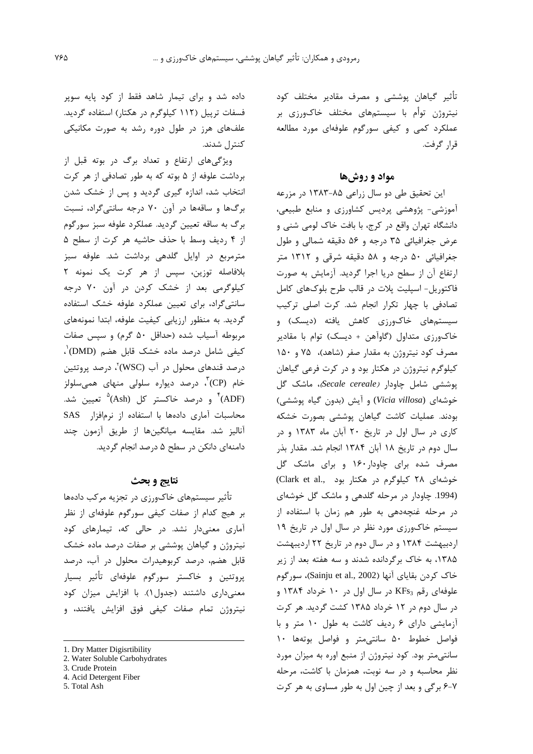تأثیر گیاهان پوششی و مصرف مقادیر مختلف کود نیتروژن توأم با سیستم‌های مختلف خاک‌ورزی بر عملکرد کمی و کیفی سورگوم علوفه‌ای مورد مطالعه قرار گرفت.

## مواد و روش‌ها

این تحقیق طی دو سال زراعی ۸۵-۱۳۸۳ در مزرعه آموزشی- پژوهشی پردیس کشاورزی و منابع طبیعی، دانشگاه تهران واقع در کرج، با بافت خاک لومی شنی و عرض جغرافیائی ۳۵ درجه و ۵۶ دقیقه شمالی و طول جغرافیائی ۵۰ درجه و ۵۸ دقیقه شرقی و ۱۳۱۲ متر ارتفاع آن از سطح دریا اجرا گردید. آزمایش به صورت فاکتوریل- اسپلیت پلات در قالب طرح بلوک‌های کامل تصادفی با چهار تکرار انجام شد. کرت اصلی ترکیب سیستم‌های خاک‌ورزی کاهش یافته (دیسک) و خاک‌ورزی متداول (گاوآهن + دیسک) توام با مقادیر مصرف کود نیتروژن به مقدار صفر (شاهد)، ۷۵ و ۱۵۰ کیلوگرم نیتروژن در هکتار بود و در کرت فرعی گیاهان پوششی شامل چاودار (*Secale cereale*)، ماشک گل خوشه‌ای (*Vicia villosa*) و آیش (بدون گیاه پوششی) بودند. عملیات کاشت گیاهان پوششی بصورت خشکه کاری در سال اول در تاریخ ۲۰ آبان ماه ۱۳۸۳ و در سال دوم در تاریخ ۱۸ آبان ۱۳۸۴ انجام شد. مقدار بذر مصرف شده برای چاودار۱۶۰ و برای ماشک گل خوشه‌ای ۲۸ کیلوگرم در هکتار بود (Clark et al., 1994). چاودار در مرحله گلدهی و ماشک گل خوشه‌ای در مرحله غنچه‌دهی به طور هم زمان با استفاده از سیستم خاک‌ورزی مورد نظر در سال اول در تاریخ ۱۹ اردیبهشت ۱۳۸۴ و در سال دوم در تاریخ ۲۲ اردیبهشت ۱۳۸۵، به خاک برگردانده شدند و سه هفته بعد از زیر خاک کردن بقایای آنها (Sainju et al., 2002)، سورگوم علوفه‌ای رقم $KFs_3$ در سال اول در ۱۰ خرداد ۱۳۸۴ و در سال دوم در ۱۲ خرداد ۱۳۸۵ کشت گردید. هر کرت آزمایشی دارای ۶ ردیف کاشت به طول ۱۰ متر و با فواصل خطوط ۵۰ سانتی‌متر و فواصل بوته‌ها ۱۰ سانتی‌متر بود. کود نیتروژن از منبع اوره به میزان مورد نظر محاسبه و در سه نوبت، همزمان با کاشت، مرحله ۷-۶ برگی و بعد از چین اول به طور مساوی به هر کرت داده شد و برای تیمار شاهد فقط از کود پایه سوپر فسفات تریپل (۱۱۲ کیلوگرم در هکتار) استفاده گردید. علف‌های هرز در طول دوره رشد به صورت مکانیکی کنترل شدند.

ویژگی‌های ارتفاع و تعداد برگ در بوته قبل از برداشت علوفه از ۵ بوته که به طور تصادفی از هر کرت انتخاب شد، اندازه گیری گردید و پس از خشک شدن برگ‌ها و ساقه‌ها در آون ۷۰ درجه سانتی‌گراد، نسبت برگ به ساقه تعیین گردید. عملکرد علوفه سبز سورگوم از ۴ ردیف وسط با حذف حاشیه هر کرت از سطح ۵ مترمربع در اوایل گلدهی برداشت شد. علوفه سبز بلافاصله توزین، سپس از هر کرت یک نمونه ۲ کیلوگرمی بعد از خشک کردن در آون ۷۰ درجه سانتی‌گراد، برای تعیین عملکرد علوفه خشک استفاده گردید. به منظور ارزیابی کیفیت علوفه، ابتدا نمونه‌های مربوطه آسیاب شده (حداقل ۵۰ گرم) و سپس صفات کیفی شامل درصد ماده خشک قابل هضم (DMD)[1]، درصد قندهای محلول در آب (WSC)[2]، درصد پروتئین خام (CP)[3]، درصد دیواره سلولی منهای همی‌سلولز (ADF)[4] و درصد خاکستر کل (Ash)[5] تعیین شد. محاسبات آماری داده‌ها با استفاده از نرم‌افزار SAS آنالیز شد. مقایسه میانگین‌ها از طریق آزمون چند دامنه‌ای دانکن در سطح ۵ درصد انجام گردید.

## نتایج و بحث

تأثیر سیستم‌های خاک‌ورزی در تجزیه مرکب داده‌ها بر هیچ کدام از صفات کیفی سورگوم علوفه‌ای از نظر آماری معنی‌دار نشد. در حالی که، تیمارهای کود نیتروژن و گیاهان پوششی بر صفات درصد ماده خشک قابل هضم، درصد کربوهیدرات محلول در آب، درصد پروتئین و خاکستر سورگوم علوفه‌ای تأثیر بسیار معنی‌داری داشتند (جدول۱). با افزایش میزان کود نیتروژن تمام صفات کیفی فوق افزایش یافتند، و

---

1. Dry Matter Digisrtibility
2. Water Soluble Carbohydrates
3. Crude Protein
4. Acid Detergent Fiber
5. Total Ash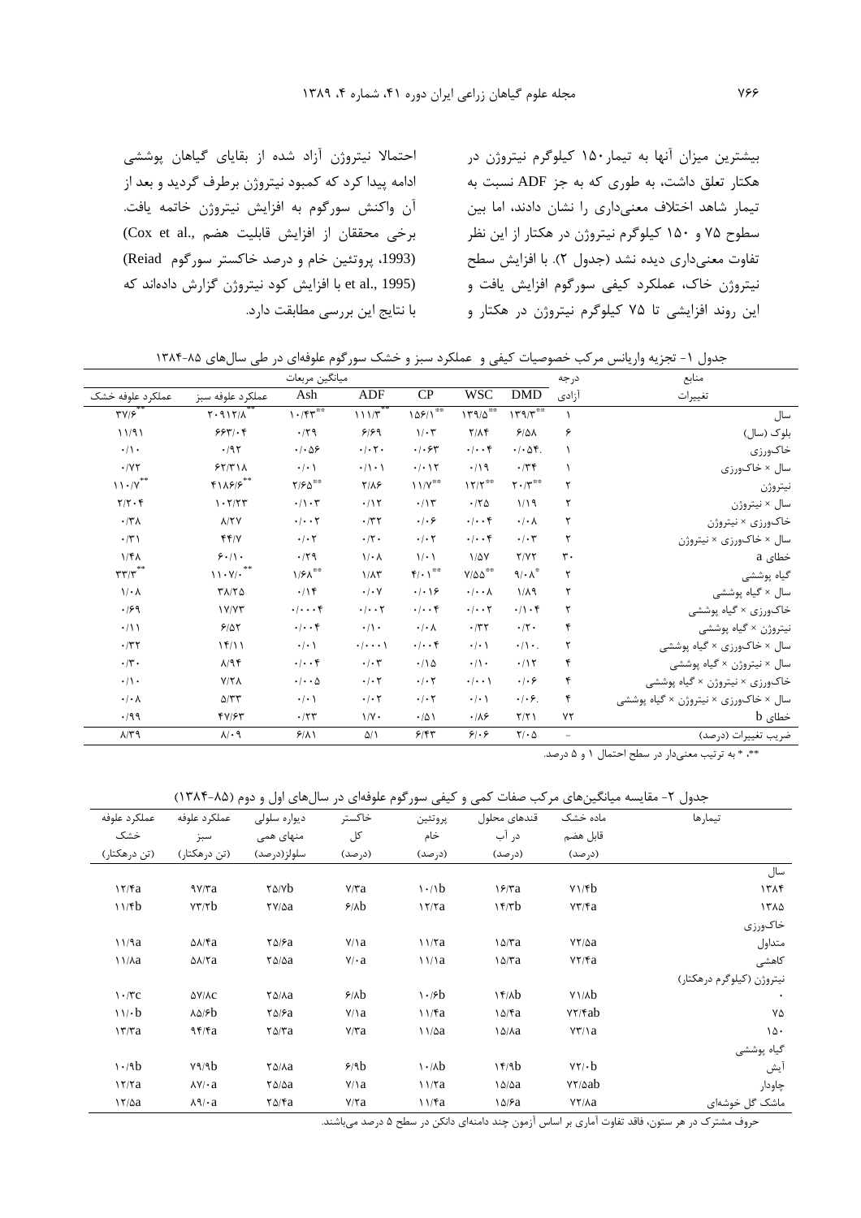بیشترین میزان آنها به تیمار ۱۵۰ کیلوگرم نیتروژن در هکتار تعلق داشت، به طوری که به جز ADF نسبت به تیمار شاهد اختلاف معنی‌داری را نشان دادند، اما بین سطوح ۷۵ و ۱۵۰ کیلوگرم نیتروژن در هکتار از این نظر تفاوت معنی‌داری دیده نشد (جدول ۲). با افزایش سطح نیتروژن خاک، عملکرد کیفی سورگوم افزایش یافت و این روند افزایشی تا ۷۵ کیلوگرم نیتروژن در هکتار و احتمالا نیتروژن آزاد شده از بقایای گیاهان پوششی ادامه پیدا کرد که کمبود نیتروژن برطرف گردید و بعد از آن واکنش سورگوم به افزایش نیتروژن خاتمه یافت. برخی محققان از افزایش قابلیت هضم (Cox et al., 1993)، پروتئین خام و درصد خاکستر سورگوم (Reiad et al., 1995) با افزایش کود نیتروژن گزارش داده‌اند که با نتایج این بررسی مطابقت دارد.

جدول ۱- تجزیه واریانس مرکب خصوصیات کیفی و عملکرد سبز و خشک سورگوم علوفه‌ای در طی سال‌های ۸۵-۱۳۸۴

| منابع تغییرات | درجه آزادی | میانگین مربعات | | | | | | |
|---|---|---|---|---|---|---|---|---|
| | | DMD | WSC | CP | ADF | Ash | عملکرد علوفه سبز | عملکرد علوفه خشک |
| سال | ۱ | \*\*۱۳۹/۳ | \*\*۱۳۹/۵ | \*\*۱۵۶/۱ | \*\*۱۱۱/۳ | \*\*۱۰/۴۳ | \*\*۲۰۹۱۲/۸ | \*\*۳۷/۶ |
| بلوک (سال) | ۶ | ۶/۵۸ | ۲/۸۴ | ۱/۰۳ | ۶/۶۹ | ۰/۲۹ | ۶۶۳/۰۴ | ۱۱/۹۱ |
| خاک‌ورزی | ۱ | ۰/۰۵۴ | ۰/۰۰۴ | ۰/۰۶۳ | ۰/۰۲۰ | ۰/۰۵۶ | ۰/۹۲ | ۰/۱۰ |
| سال × خاک‌ورزی | ۱ | ۰/۳۴ | ۰/۱۹ | ۰/۰۱۲ | ۰/۱۰۱ | ۰/۰۱ | ۶۲/۳۱۸ | ۰/۷۲ |
| نیتروژن | ۲ | \*\*۲۰/۳ | \*\*۱۲/۲ | \*\*۱۱/۷ | ۲/۸۶ | \*\*۲/۶۵ | \*\*۴۱۸۶/۶ | \*\*۱۱۰/۷ |
| سال × نیتروژن | ۲ | ۱/۱۹ | ۰/۲۵ | ۰/۱۳ | ۰/۱۲ | ۰/۱۰۳ | ۱۰۲/۲۳ | ۲/۲۰۴ |
| خاک‌ورزی × نیتروژن | ۲ | ۰/۰۸ | ۰/۰۰۴ | ۰/۰۶ | ۰/۳۲ | ۰/۰۰۲ | ۸/۲۷ | ۰/۳۸ |
| سال × خاک‌ورزی × نیتروژن | ۲ | ۰/۰۳ | ۰/۰۰۴ | ۰/۰۲ | ۰/۲۰ | ۰/۰۲ | ۴۴/۷ | ۰/۳۱ |
| خطای a | ۳۰ | ۲/۷۲ | ۱/۵۷ | ۱/۰۱ | ۱/۰۸ | ۰/۲۹ | ۶۰/۱۰ | ۱/۶۸ |
| گیاه پوششی | ۲ | \*۹/۰۸ | \*\*۷/۵۵ | \*\*۴/۰۱ | ۱/۸۳ | \*\*۱/۶۸ | \*\*۱۱۰۷/۰ | \*\*۳۳/۳ |
| سال × گیاه پوششی | ۲ | ۱/۸۹ | ۰/۰۰۸ | ۰/۰۱۶ | ۰/۰۷ | ۰/۱۴ | ۳۸/۲۵ | ۱/۰۸ |
| خاک‌ورزی × گیاه پوششی | ۲ | ۰/۱۰۴ | ۰/۰۰۲ | ۰/۰۰۴ | ۰/۰۰۲ | ۰/۰۰۰۴ | ۱۷/۷۳ | ۰/۶۹ |
| نیتروژن × گیاه پوششی | ۴ | ۰/۲۰ | ۰/۳۲ | ۰/۰۸ | ۰/۱۰ | ۰/۰۰۴ | ۶/۵۲ | ۰/۱۱ |
| سال × خاک‌ورزی × گیاه پوششی | ۲ | ۰/۱۰ | ۰/۰۱ | ۰/۰۰۴ | ۰/۰۰۰۱ | ۰/۰۱ | ۱۴/۱۱ | ۰/۳۲ |
| سال × نیتروژن × گیاه پوششی | ۴ | ۰/۱۲ | ۰/۱۰ | ۰/۱۵ | ۰/۰۳ | ۰/۰۰۴ | ۸/۹۴ | ۰/۳۰ |
| خاک‌ورزی × نیتروژن × گیاه پوششی | ۴ | ۰/۰۶ | ۰/۰۰۱ | ۰/۰۲ | ۰/۰۲ | ۰/۰۰۵ | ۷/۲۸ | ۰/۱۰ |
| سال × خاک‌ورزی × نیتروژن × گیاه پوششی | ۴ | ۰/۰۶ | ۰/۰۱ | ۰/۰۲ | ۰/۰۲ | ۰/۰۱ | ۵/۳۳ | ۰/۰۸ |
| خطای b | ۷۲ | ۲/۲۱ | ۰/۸۶ | ۰/۵۱ | ۱/۷۰ | ۰/۲۳ | ۴۷/۶۳ | ۰/۹۹ |
| ضریب تغییرات (درصد) | - | ۲/۰۵ | ۶/۰۶ | ۶/۴۳ | ۵/۱ | ۶/۸۱ | ۸/۰۹ | ۸/۳۹ |

\*\*، \* به ترتیب معنی‌دار در سطح احتمال ۱ و ۵ درصد.

جدول ۲- مقایسه میانگین‌های مرکب صفات کمی و کیفی سورگوم علوفه‌ای در سال‌های اول و دوم (۸۵-۱۳۸۴)

| تیمارها | ماده خشک قابل هضم (درصد) | قندهای محلول در آب (درصد) | پروتئین خام (درصد) | خاکستر کل (درصد) | دیواره سلولی منهای همی سلولز(درصد) | عملکرد علوفه سبز (تن درهکتار) | عملکرد علوفه خشک (تن درهکتار) |
|---|---|---|---|---|---|---|---|
| سال | | | | | | | |
| ۱۳۸۴ | ۷۱/۴b | ۱۶/۳a | ۱۰/۱b | ۷/۳a | ۲۵/۷b | ۹۷/۳a | ۱۲/۴a |
| ۱۳۸۵ | ۷۳/۴a | ۱۴/۳b | ۱۲/۲a | ۶/۸b | ۲۷/۵a | ۷۳/۲b | ۱۱/۴b |
| خاک‌ورزی | | | | | | | |
| متداول | ۷۲/۵a | ۱۵/۳a | ۱۱/۲a | ۷/۱a | ۲۵/۶a | ۵۸/۴a | ۱۱/۹a |
| کاهشی | ۷۲/۴a | ۱۵/۳a | ۱۱/۱a | ۷/۰a | ۲۵/۵a | ۵۸/۲a | ۱۱/۸a |
| نیتروژن (کیلوگرم درهکتار) | | | | | | | |
| ۰ | ۷۱/۸b | ۱۴/۸b | ۱۰/۶b | ۶/۸b | ۲۵/۸a | ۵۷/۸c | ۱۰/۳c |
| ۷۵ | ۷۲/۴ab | ۱۵/۴a | ۱۱/۴a | ۷/۱a | ۲۵/۶a | ۸۵/۶b | ۱۱/۰b |
| ۱۵۰ | ۷۳/۱a | ۱۵/۸a | ۱۱/۵a | ۷/۳a | ۲۵/۳a | ۹۴/۴a | ۱۳/۳a |
| گیاه پوششی | | | | | | | |
| آیش | ۷۲/۰b | ۱۴/۹b | ۱۰/۸b | ۶/۹b | ۲۵/۸a | ۷۹/۹b | ۱۰/۹b |
| چاودار | ۷۲/۵ab | ۱۵/۵a | ۱۱/۲a | ۷/۱a | ۲۵/۵a | ۸۷/۰a | ۱۲/۲a |
| ماشک گل خوشه‌ای | ۷۲/۸a | ۱۵/۶a | ۱۱/۴a | ۷/۲a | ۲۵/۴a | ۸۹/۰a | ۱۲/۵a |

حروف مشترک در هر ستون، فاقد تفاوت آماری بر اساس آزمون چند دامنه‌ای دانکن در سطح ۵ درصد می‌باشند.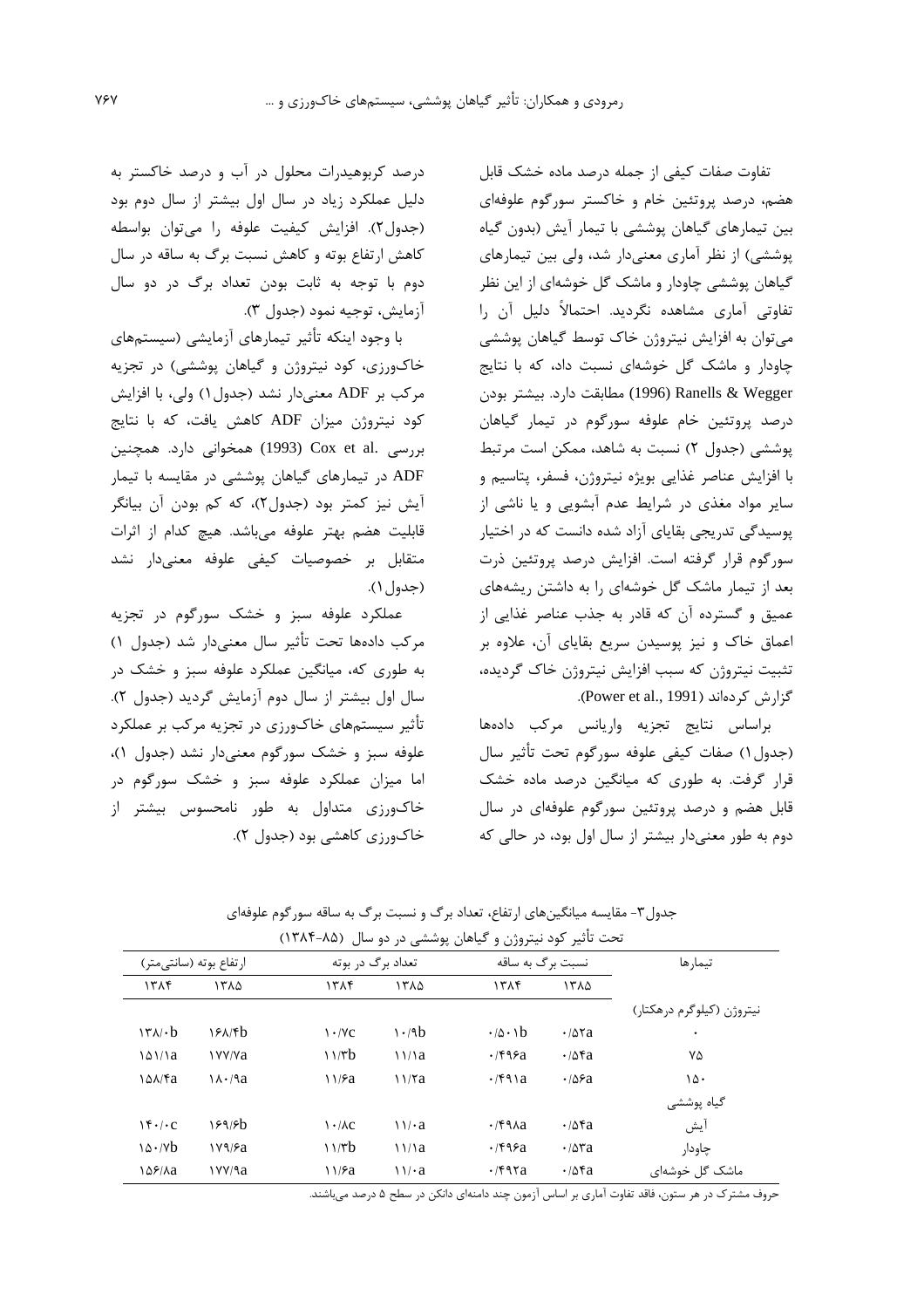تفاوت صفات کیفی از جمله درصد ماده خشک قابل هضم، درصد پروتئین خام و خاکستر سورگوم علوفه‌ای بین تیمارهای گیاهان پوششی با تیمار آیش (بدون گیاه پوششی) از نظر آماری معنی‌دار شد، ولی بین تیمارهای گیاهان پوششی چاودار و ماشک گل خوشه‌ای از این نظر تفاوتی آماری مشاهده نگردید. احتمالاً دلیل آن را می‌توان به افزایش نیتروژن خاک توسط گیاهان پوششی چاودار و ماشک گل خوشه‌ای نسبت داد، که با نتایج Ranells & Wegger (1996) مطابقت دارد. بیشتر بودن درصد پروتئین خام علوفه سورگوم در تیمار گیاهان پوششی (جدول ۲) نسبت به شاهد، ممکن است مرتبط با افزایش عناصر غذایی بویژه نیتروژن، فسفر، پتاسیم و سایر مواد مغذی در شرایط عدم آبشویی و یا ناشی از پوسیدگی تدریجی بقایای آزاد شده دانست که در اختیار سورگوم قرار گرفته است. افزایش درصد پروتئین ذرت بعد از تیمار ماشک گل خوشه‌ای را به داشتن ریشه‌های عمیق و گسترده آن که قادر به جذب عناصر غذایی از اعماق خاک و نیز پوسیدن سریع بقایای آن، علاوه بر تثبیت نیتروژن که سبب افزایش نیتروژن خاک گردیده، گزارش کرده‌اند (Power et al., 1991).

براساس نتایج تجزیه واریانس مرکب داده‌ها (جدول ۱) صفات کیفی علوفه سورگوم تحت تأثیر سال قرار گرفت. به طوری که میانگین درصد ماده خشک قابل هضم و درصد پروتئین سورگوم علوفه‌ای در سال دوم به طور معنی‌دار بیشتر از سال اول بود، در حالی که درصد کربوهیدرات محلول در آب و درصد خاکستر به دلیل عملکرد زیاد در سال اول بیشتر از سال دوم بود (جدول ۲). افزایش کیفیت علوفه را می‌توان بواسطه کاهش ارتفاع بوته و کاهش نسبت برگ به ساقه در سال دوم با توجه به ثابت بودن تعداد برگ در دو سال آزمایش، توجیه نمود (جدول ۳).

با وجود اینکه تأثیر تیمارهای آزمایشی (سیستم‌های خاک‌ورزی، کود نیتروژن و گیاهان پوششی) در تجزیه مرکب بر ADF معنی‌دار نشد (جدول ۱) ولی، با افزایش کود نیتروژن میزان ADF کاهش یافت، که با نتایج بررسی Cox et al. (1993) همخوانی دارد. همچنین ADF در تیمارهای گیاهان پوششی در مقایسه با تیمار آیش نیز کمتر بود (جدول ۲)، که کم بودن آن بیانگر قابلیت هضم بهتر علوفه می‌باشد. هیچ کدام از اثرات متقابل بر خصوصیات کیفی علوفه معنی‌دار نشد (جدول ۱).

عملکرد علوفه سبز و خشک سورگوم در تجزیه مرکب داده‌ها تحت تأثیر سال معنی‌دار شد (جدول ۱) به طوری که، میانگین عملکرد علوفه سبز و خشک در سال اول بیشتر از سال دوم آزمایش گردید (جدول ۲). تأثیر سیستم‌های خاک‌ورزی در تجزیه مرکب بر عملکرد علوفه سبز و خشک سورگوم معنی‌دار نشد (جدول ۱)، اما میزان عملکرد علوفه سبز و خشک سورگوم در خاک‌ورزی متداول به طور نامحسوس بیشتر از خاک‌ورزی کاهشی بود (جدول ۲).

جدول ۳- مقایسه میانگین‌های ارتفاع، تعداد برگ و نسبت برگ به ساقه سورگوم علوفه‌ای تحت تأثیر کود نیتروژن و گیاهان پوششی در دو سال (۸۵-۱۳۸۴)

| تیمارها | نسبت برگ به ساقه | | تعداد برگ در بوته | | ارتفاع بوته (سانتی‌متر) | |
|---|---|---|---|---|---|---|
| | ۱۳۸۵ | ۱۳۸۴ | ۱۳۸۵ | ۱۳۸۴ | ۱۳۸۵ | ۱۳۸۴ |
| نیتروژن (کیلوگرم درهکتار) | | | | | | |
| ۰ | ۰/۵۲a | ۰/۵۰۱b | ۱۰/۹b | ۱۰/۷c | ۱۶۸/۴b | ۱۳۸/۰b |
| ۷۵ | ۰/۵۴a | ۰/۴۹۶a | ۱۱/۱a | ۱۱/۳b | ۱۷۷/۷a | ۱۵۱/۱a |
| ۱۵۰ | ۰/۵۶a | ۰/۴۹۱a | ۱۱/۲a | ۱۱/۶a | ۱۸۰/۹a | ۱۵۸/۴a |
| گیاه پوششی | | | | | | |
| آیش | ۰/۵۴a | ۰/۴۹۸a | ۱۱/۰a | ۱۰/۸c | ۱۶۹/۶b | ۱۴۰/۰c |
| چاودار | ۰/۵۳a | ۰/۴۹۶a | ۱۱/۱a | ۱۱/۳b | ۱۷۹/۶a | ۱۵۰/۷b |
| ماشک گل خوشه‌ای | ۰/۵۴a | ۰/۴۹۲a | ۱۱/۰a | ۱۱/۶a | ۱۷۷/۹a | ۱۵۶/۸a |

حروف مشترک در هر ستون، فاقد تفاوت آماری بر اساس آزمون چند دامنه‌ای دانکن در سطح ۵ درصد می‌باشند.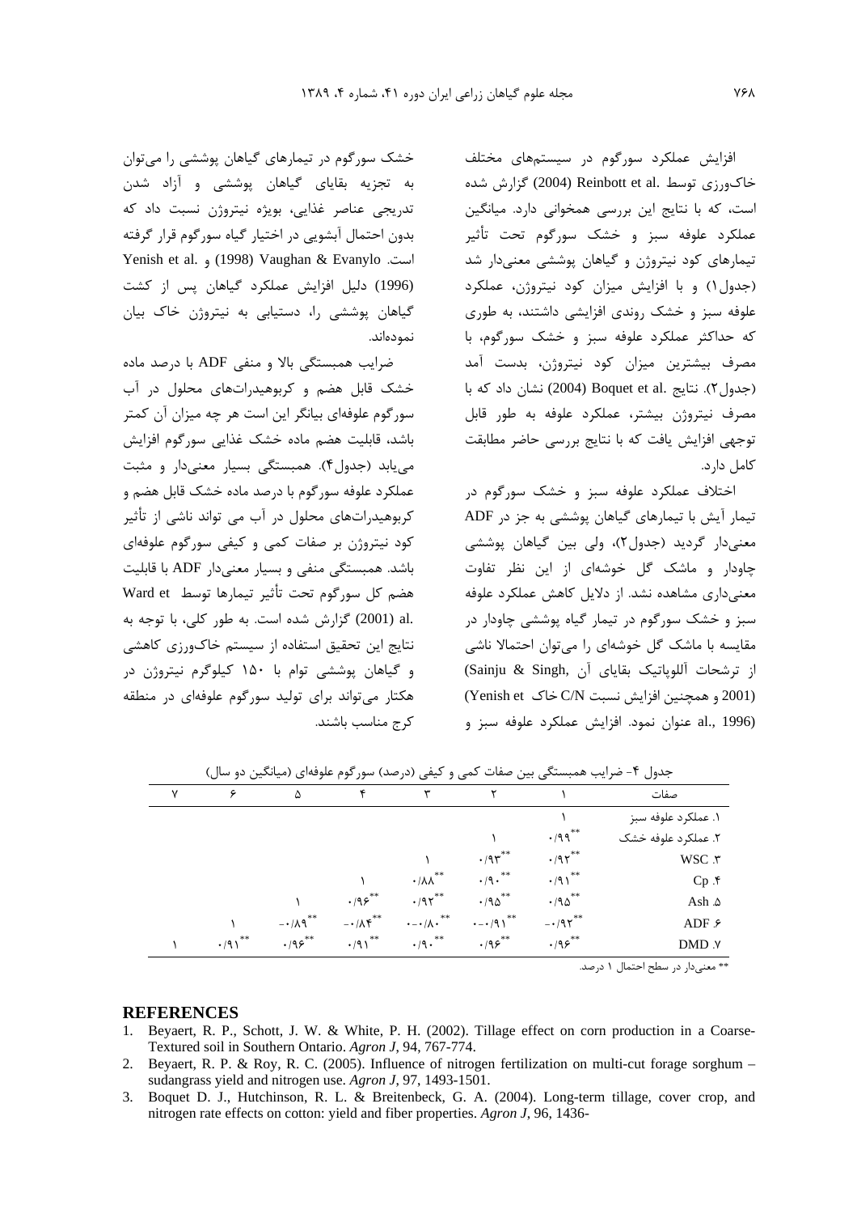افزایش عملکرد سورگوم در سیستم‌های مختلف خاک‌ورزی توسط Reinbott et al. (2004) گزارش شده است، که با نتایج این بررسی همخوانی دارد. میانگین عملکرد علوفه سبز و خشک سورگوم تحت تأثیر تیمارهای کود نیتروژن و گیاهان پوششی معنی‌دار شد (جدول۱) و با افزایش میزان کود نیتروژن، عملکرد علوفه سبز و خشک روندی افزایشی داشتند، به طوری که حداکثر عملکرد علوفه سبز و خشک سورگوم، با مصرف بیشترین میزان کود نیتروژن، بدست آمد (جدول۲). نتایج Boquet et al. (2004) نشان داد که با مصرف نیتروژن بیشتر، عملکرد علوفه به طور قابل توجهی افزایش یافت که با نتایج بررسی حاضر مطابقت کامل دارد.

اختلاف عملکرد علوفه سبز و خشک سورگوم در تیمار آیش با تیمارهای گیاهان پوششی به جز در ADF معنی‌دار گردید (جدول۲)، ولی بین گیاهان پوششی چاودار و ماشک گل خوشه‌ای از این نظر تفاوت معنی‌داری مشاهده نشد. از دلایل کاهش عملکرد علوفه سبز و خشک سورگوم در تیمار گیاه پوششی چاودار در مقایسه با ماشک گل خوشه‌ای را می‌توان احتمالا ناشی از ترشحات آللوپاتیک بقایای آن (Sainju & Singh, 2001 و همچنین افزایش نسبت C/N خاک (Yenish et al., 1996) عنوان نمود. افزایش عملکرد علوفه سبز و خشک سورگوم در تیمارهای گیاهان پوششی را می‌توان به تجزیه بقایای گیاهان پوششی و آزاد شدن تدریجی عناصر غذایی، بویژه نیتروژن نسبت داد که بدون احتمال آبشویی در اختیار گیاه سورگوم قرار گرفته است. Vaughan & Evanylo (1998) و Yenish et al. (1996) دلیل افزایش عملکرد گیاهان پس از کشت گیاهان پوششی را، دستیابی به نیتروژن خاک بیان نموده‌اند.

ضرایب همبستگی بالا و منفی ADF با درصد ماده خشک قابل هضم و کربوهیدرات‌های محلول در آب سورگوم علوفه‌ای بیانگر این است هر چه میزان آن کمتر باشد، قابلیت هضم ماده خشک غذایی سورگوم افزایش می‌یابد (جدول۴). همبستگی بسیار معنی‌دار و مثبت عملکرد علوفه سورگوم با درصد ماده خشک قابل هضم و کربوهیدرات‌های محلول در آب می تواند ناشی از تأثیر کود نیتروژن بر صفات کمی و کیفی سورگوم علوفه‌ای باشد. همبستگی منفی و بسیار معنی‌دار ADF با قابلیت هضم کل سورگوم تحت تأثیر تیمارها توسط Ward et al. (2001) گزارش شده است. به طور کلی، با توجه به نتایج این تحقیق استفاده از سیستم خاک‌ورزی کاهشی و گیاهان پوششی توام با ۱۵۰ کیلوگرم نیتروژن در هکتار می‌تواند برای تولید سورگوم علوفه‌ای در منطقه کرج مناسب باشند.

جدول ۴- ضرایب همبستگی بین صفات کمی و کیفی (درصد) سورگوم علوفه‌ای (میانگین دو سال)

| صفات | ۱ | ۲ | ۳ | ۴ | ۵ | ۶ | ۷ |
|---|---|---|---|---|---|---|---|
| ۱. عملکرد علوفه سبز | ۱ | | | | | | |
| ۲. عملکرد علوفه خشک | \*\*۰/۹۹ | ۱ | | | | | |
| ۳. WSC | \*\*۰/۹۲ | \*\*۰/۹۳ | ۱ | | | | |
| ۴. Cp | \*\*۰/۹۱ | \*\*۰/۹۰ | \*\*۰/۸۸ | ۱ | | | |
| ۵. Ash | \*\*۰/۹۵ | \*\*۰/۹۵ | \*\*۰/۹۲ | \*\*۰/۹۶ | ۱ | | |
| ۶. ADF | \*\*۰/۹۲- | \*\*۰/۹۱- | \*\*۰/۸۰- | \*\*۰/۸۴- | \*\*۰/۸۹- | ۱ | |
| ۷. DMD | \*\*۰/۹۶ | \*\*۰/۹۶ | \*\*۰/۹۰ | \*\*۰/۹۱ | \*\*۰/۹۶ | \*\*۰/۹۱ | ۱ |

\*\* معنی‌دار در سطح احتمال ۱ درصد.

## REFERENCES

1. Beyaert, R. P., Schott, J. W. & White, P. H. (2002). Tillage effect on corn production in a Coarse-Textured soil in Southern Ontario. *Agron J*, 94, 767-774.
2. Beyaert, R. P. & Roy, R. C. (2005). Influence of nitrogen fertilization on multi-cut forage sorghum – sudangrass yield and nitrogen use. *Agron J*, 97, 1493-1501.
3. Boquet D. J., Hutchinson, R. L. & Breitenbeck, G. A. (2004). Long-term tillage, cover crop, and nitrogen rate effects on cotton: yield and fiber properties. *Agron J*, 96, 1436-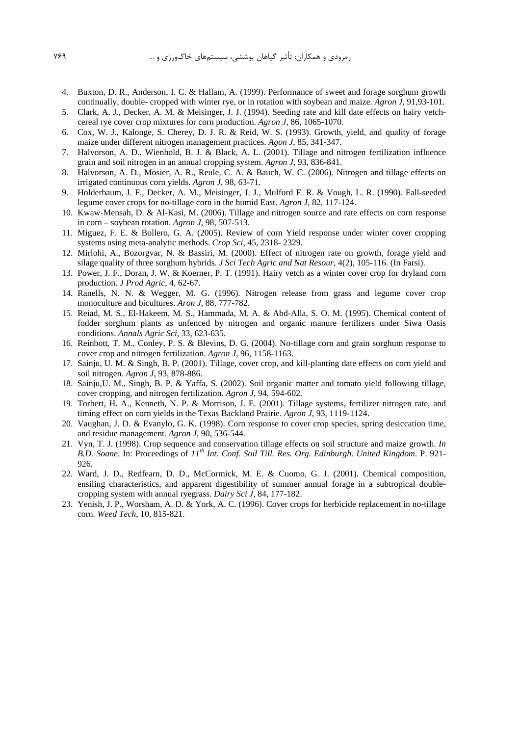4. Buxton, D. R., Anderson, I. C. & Hallam, A. (1999). Performance of sweet and forage sorghum growth continually, double- cropped with winter rye, or in rotation with soybean and maize. *Agron J*, 91,93-101.
5. Clark, A. J., Decker, A. M. & Meisinger, J. J. (1994). Seeding rate and kill date effects on hairy vetch-cereal rye cover crop mixtures for corn production. *Agron J*, 86, 1065-1070.
6. Cox, W. J., Kalonge, S. Cherey, D. J. R. & Reid, W. S. (1993). Growth, yield, and quality of forage maize under different nitrogen management practices. *Agon J*, 85, 341-347.
7. Halvorson, A. D., Wienhold, B. J. & Black, A. L. (2001). Tillage and nitrogen fertilization influence grain and soil nitrogen in an annual cropping system. *Agron J*, 93, 836-841.
8. Halvorson, A. D., Mosier, A. R., Reule, C. A. & Bauch, W. C. (2006). Nitrogen and tillage effects on irrigated continuous corn yields. *Agron J*, 98, 63-71.
9. Holderbaum, J. F., Decker, A. M., Meisinger, J. J., Mulford F. R. & Vough, L. R. (1990). Fall-seeded legume cover crops for no-tillage corn in the humid East. *Agron J*, 82, 117-124.
10. Kwaw-Mensah, D. & Al-Kasi, M. (2006). Tillage and nitrogen source and rate effects on corn response in corn – soybean rotation. *Agron J*, 98, 507-513.
11. Miguez, F. E. & Bollero, G. A. (2005). Review of corn Yield response under winter cover cropping systems using meta-analytic methods. *Crop Sci*, 45, 2318- 2329.
12. Mirlohi, A., Bozorgvar, N. & Bassiri, M. (2000). Effect of nitrogen rate on growth, forage yield and silage quality of three sorghum hybrids. *J Sci Tech Agric and Nat Resour*, 4(2), 105-116. (In Farsi).
13. Power, J. F., Doran, J. W. & Koerner, P. T. (1991). Hairy vetch as a winter cover crop for dryland corn production. *J Prod Agric*, 4, 62-67.
14. Ranells, N. N. & Wegger, M. G. (1996). Nitrogen release from grass and legume cover crop monoculture and bicultures. *Aron J*, 88, 777-782.
15. Reiad, M. S., El-Hakeem, M. S., Hammada, M. A. & Abd-Alla, S. O. M. (1995). Chemical content of fodder sorghum plants as unfenced by nitrogen and organic manure fertilizers under Siwa Oasis conditions. *Annals Agric Sci*, 33, 623-635.
16. Reinbott, T. M., Conley, P. S. & Blevins, D. G. (2004). No-tillage corn and grain sorghum response to cover crop and nitrogen fertilization. *Agron J*, 96, 1158-1163.
17. Sainju, U. M. & Singh, B. P. (2001). Tillage, cover crop, and kill-planting date effects on corn yield and soil nitrogen. *Agron J*, 93, 878-886.
18. Sainju,U. M., Singh, B. P. & Yaffa, S. (2002). Soil organic matter and tomato yield following tillage, cover cropping, and nitrogen fertilization. *Agron J*, 94, 594-602.
19. Torbert, H. A., Kenneth, N. P. & Morrison, J. E. (2001). Tillage systems, fertilizer nitrogen rate, and timing effect on corn yields in the Texas Backland Prairie. *Agron J*, 93, 1119-1124.
20. Vaughan, J. D. & Evanylo, G. K. (1998). Corn response to cover crop species, spring desiccation time, and residue management. *Agron J*, 90, 536-544.
21. Vyn, T. J. (1998). Crop sequence and conservation tillage effects on soil structure and maize growth. *In B.D. Soane.* In: Proceedings of *11th Int. Conf. Soil Till. Res. Org. Edinburgh. United Kingdom.* P. 921-926.
22. Ward, J. D., Redfearn, D. D., McCormick, M. E. & Cuomo, G. J. (2001). Chemical composition, ensiling characteristics, and apparent digestibility of summer annual forage in a subtropical double-cropping system with annual ryegrass. *Dairy Sci J*, 84, 177-182.
23. Yenish, J. P., Worsham, A. D. & York, A. C. (1996). Cover crops for herbicide replacement in no-tillage corn. *Weed Tech*, 10, 815-821.